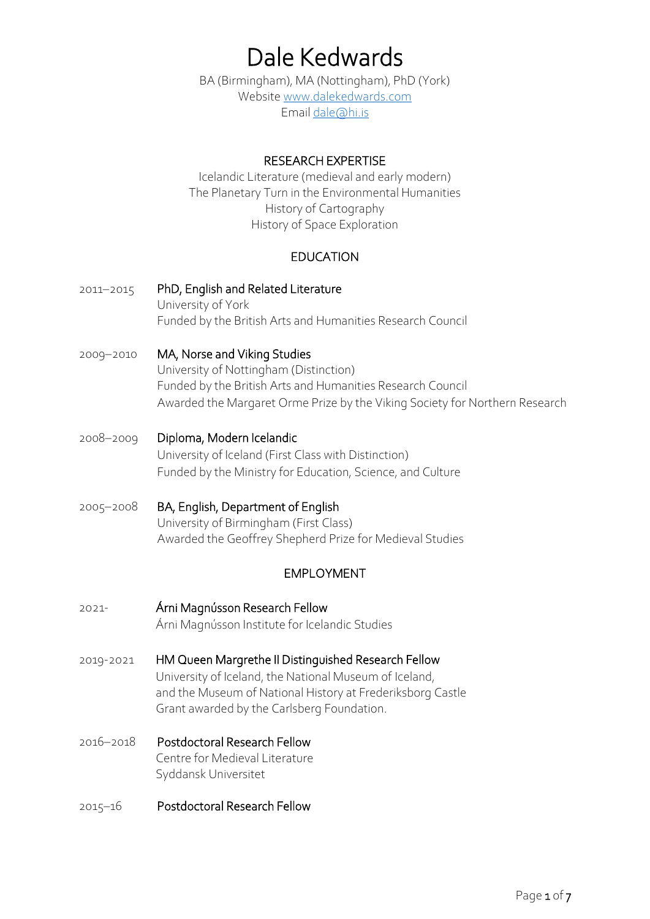# Dale Kedwards

BA (Birmingham), MA (Nottingham), PhD (York)
Website [www.dalekedwards.com](http://www.dalekedwards.com)
Email [dale@hi.is](mailto:dale@hi.is)

## RESEARCH EXPERTISE

Icelandic Literature (medieval and early modern)
The Planetary Turn in the Environmental Humanities
History of Cartography
History of Space Exploration

## EDUCATION

2011–2015 **PhD, English and Related Literature**
University of York
Funded by the British Arts and Humanities Research Council

2009–2010 **MA, Norse and Viking Studies**
University of Nottingham (Distinction)
Funded by the British Arts and Humanities Research Council
Awarded the Margaret Orme Prize by the Viking Society for Northern Research

2008–2009 **Diploma, Modern Icelandic**
University of Iceland (First Class with Distinction)
Funded by the Ministry for Education, Science, and Culture

2005–2008 **BA, English, Department of English**
University of Birmingham (First Class)
Awarded the Geoffrey Shepherd Prize for Medieval Studies

## EMPLOYMENT

2021- **Árni Magnússon Research Fellow**
Árni Magnússon Institute for Icelandic Studies

2019-2021 **HM Queen Margrethe II Distinguished Research Fellow**
University of Iceland, the National Museum of Iceland,
and the Museum of National History at Frederiksborg Castle
Grant awarded by the Carlsberg Foundation.

2016–2018 **Postdoctoral Research Fellow**
Centre for Medieval Literature
Syddansk Universitet

2015–16 **Postdoctoral Research Fellow**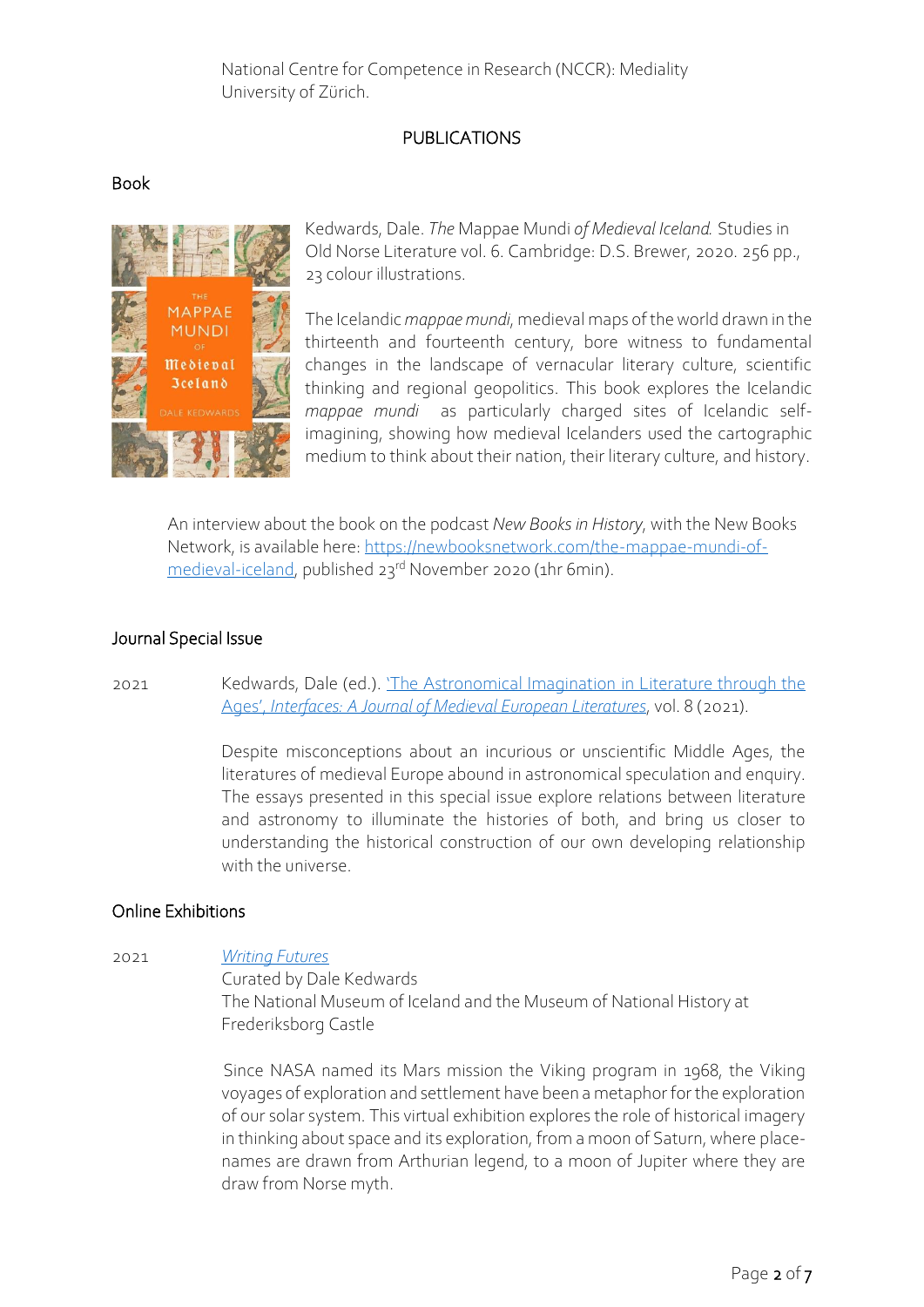National Centre for Competence in Research (NCCR): Mediality
University of Zürich.

## PUBLICATIONS

### Book

Kedwards, Dale. *The* Mappae Mundi *of Medieval Iceland.* Studies in Old Norse Literature vol. 6. Cambridge: D.S. Brewer, 2020. 256 pp., 23 colour illustrations.

The Icelandic *mappae mundi*, medieval maps of the world drawn in the thirteenth and fourteenth century, bore witness to fundamental changes in the landscape of vernacular literary culture, scientific thinking and regional geopolitics. This book explores the Icelandic *mappae mundi* as particularly charged sites of Icelandic self-imagining, showing how medieval Icelanders used the cartographic medium to think about their nation, their literary culture, and history.

An interview about the book on the podcast *New Books in History*, with the New Books Network, is available here: https://newbooksnetwork.com/the-mappae-mundi-of-medieval-iceland, published 23rd November 2020 (1hr 6min).

### Journal Special Issue

2021 Kedwards, Dale (ed.). 'The Astronomical Imagination in Literature through the Ages', *Interfaces: A Journal of Medieval European Literatures*, vol. 8 (2021).

Despite misconceptions about an incurious or unscientific Middle Ages, the literatures of medieval Europe abound in astronomical speculation and enquiry. The essays presented in this special issue explore relations between literature and astronomy to illuminate the histories of both, and bring us closer to understanding the historical construction of our own developing relationship with the universe.

### Online Exhibitions

2021 *Writing Futures*
Curated by Dale Kedwards
The National Museum of Iceland and the Museum of National History at Frederiksborg Castle

Since NASA named its Mars mission the Viking program in 1968, the Viking voyages of exploration and settlement have been a metaphor for the exploration of our solar system. This virtual exhibition explores the role of historical imagery in thinking about space and its exploration, from a moon of Saturn, where place-names are drawn from Arthurian legend, to a moon of Jupiter where they are draw from Norse myth.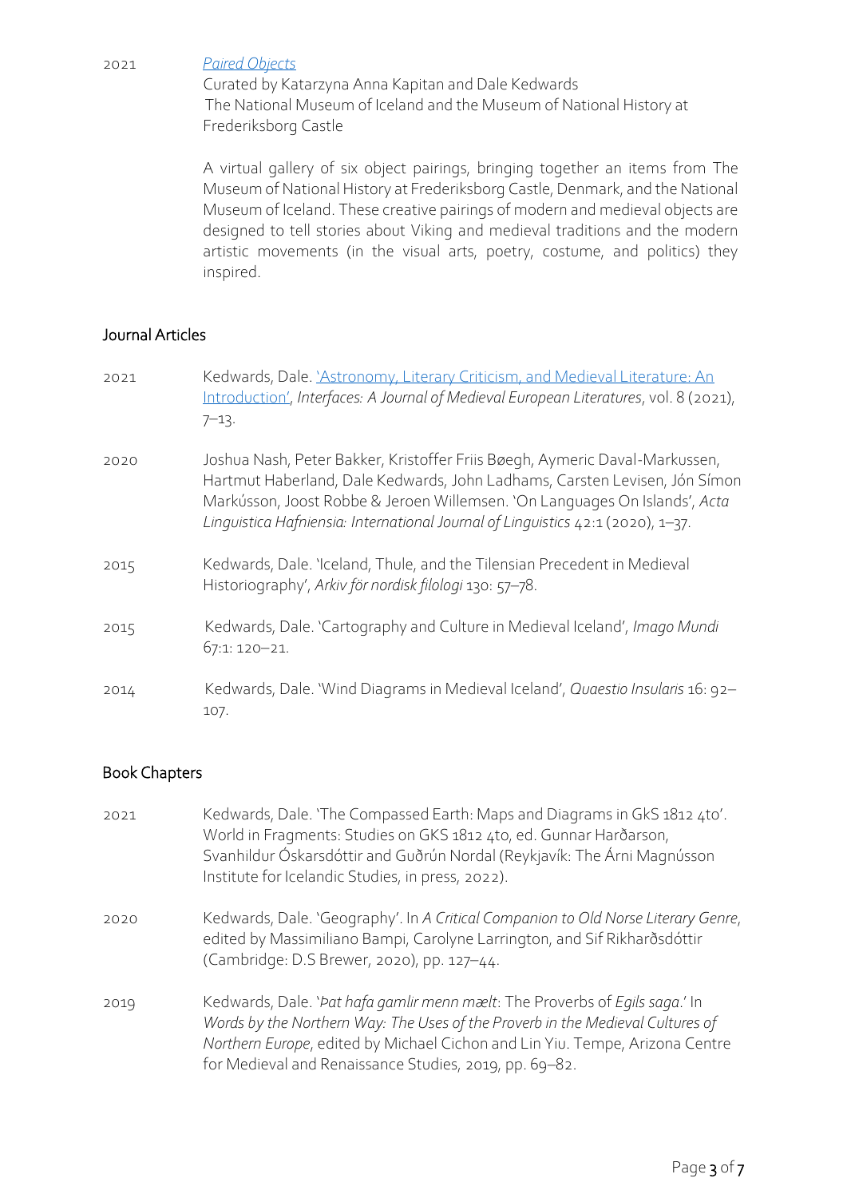2021 *[Paired Objects]*
Curated by Katarzyna Anna Kapitan and Dale Kedwards
The National Museum of Iceland and the Museum of National History at Frederiksborg Castle

A virtual gallery of six object pairings, bringing together an items from The Museum of National History at Frederiksborg Castle, Denmark, and the National Museum of Iceland. These creative pairings of modern and medieval objects are designed to tell stories about Viking and medieval traditions and the modern artistic movements (in the visual arts, poetry, costume, and politics) they inspired.

## Journal Articles

2021 Kedwards, Dale. 'Astronomy, Literary Criticism, and Medieval Literature: An Introduction', *Interfaces: A Journal of Medieval European Literatures*, vol. 8 (2021), 7–13.

2020 Joshua Nash, Peter Bakker, Kristoffer Friis Bøegh, Aymeric Daval-Markussen, Hartmut Haberland, Dale Kedwards, John Ladhams, Carsten Levisen, Jón Símon Markússon, Joost Robbe & Jeroen Willemsen. 'On Languages On Islands', *Acta Linguistica Hafniensia: International Journal of Linguistics* 42:1 (2020), 1–37.

2015 Kedwards, Dale. 'Iceland, Thule, and the Tilensian Precedent in Medieval Historiography', *Arkiv för nordisk filologi* 130: 57–78.

2015 Kedwards, Dale. 'Cartography and Culture in Medieval Iceland', *Imago Mundi* 67:1: 120–21.

2014 Kedwards, Dale. 'Wind Diagrams in Medieval Iceland', *Quaestio Insularis* 16: 92–107.

## Book Chapters

2021 Kedwards, Dale. 'The Compassed Earth: Maps and Diagrams in GkS 1812 4to'. World in Fragments: Studies on GKS 1812 4to, ed. Gunnar Harðarson, Svanhildur Óskarsdóttir and Guðrún Nordal (Reykjavík: The Árni Magnússon Institute for Icelandic Studies, in press, 2022).

2020 Kedwards, Dale. 'Geography'. In *A Critical Companion to Old Norse Literary Genre*, edited by Massimiliano Bampi, Carolyne Larrington, and Sif Rikharðsdóttir (Cambridge: D.S Brewer, 2020), pp. 127–44.

2019 Kedwards, Dale. '*Þat hafa gamlir menn mælt*: The Proverbs of *Egils saga*.' In *Words by the Northern Way: The Uses of the Proverb in the Medieval Cultures of Northern Europe*, edited by Michael Cichon and Lin Yiu. Tempe, Arizona Centre for Medieval and Renaissance Studies, 2019, pp. 69–82.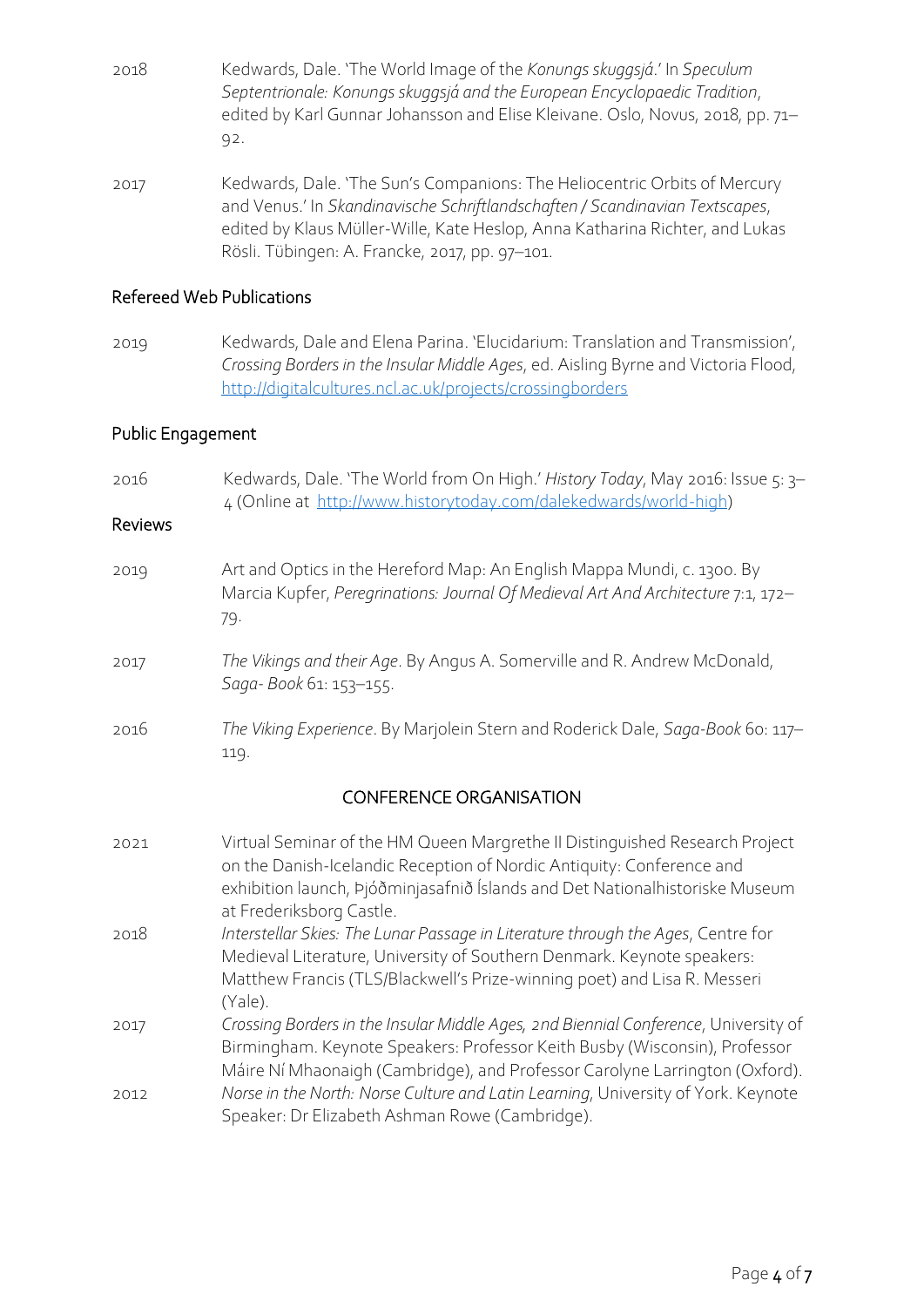2018 Kedwards, Dale. 'The World Image of the *Konungs skuggsjá*.' In *Speculum Septentrionale: Konungs skuggsjá and the European Encyclopaedic Tradition*, edited by Karl Gunnar Johansson and Elise Kleivane. Oslo, Novus, 2018, pp. 71–92.

2017 Kedwards, Dale. 'The Sun's Companions: The Heliocentric Orbits of Mercury and Venus.' In *Skandinavische Schriftlandschaften / Scandinavian Textscapes*, edited by Klaus Müller-Wille, Kate Heslop, Anna Katharina Richter, and Lukas Rösli. Tübingen: A. Francke, 2017, pp. 97–101.

## Refereed Web Publications

2019 Kedwards, Dale and Elena Parina. 'Elucidarium: Translation and Transmission', *Crossing Borders in the Insular Middle Ages*, ed. Aisling Byrne and Victoria Flood, http://digitalcultures.ncl.ac.uk/projects/crossingborders

## Public Engagement

2016 Kedwards, Dale. 'The World from On High.' *History Today*, May 2016: Issue 5: 3–4 (Online at http://www.historytoday.com/dalekedwards/world-high)

## Reviews

2019 Art and Optics in the Hereford Map: An English Mappa Mundi, c. 1300. By Marcia Kupfer, *Peregrinations: Journal Of Medieval Art And Architecture* 7:1, 172–79.

2017 *The Vikings and their Age*. By Angus A. Somerville and R. Andrew McDonald, *Saga- Book* 61: 153–155.

2016 *The Viking Experience*. By Marjolein Stern and Roderick Dale, *Saga-Book* 60: 117–119.

## CONFERENCE ORGANISATION

2021 Virtual Seminar of the HM Queen Margrethe II Distinguished Research Project on the Danish-Icelandic Reception of Nordic Antiquity: Conference and exhibition launch, Þjóðminjasafnið Íslands and Det Nationalhistoriske Museum at Frederiksborg Castle.

2018 *Interstellar Skies: The Lunar Passage in Literature through the Ages*, Centre for Medieval Literature, University of Southern Denmark. Keynote speakers: Matthew Francis (TLS/Blackwell's Prize-winning poet) and Lisa R. Messeri (Yale).

2017 *Crossing Borders in the Insular Middle Ages, 2nd Biennial Conference*, University of Birmingham. Keynote Speakers: Professor Keith Busby (Wisconsin), Professor Máire Ní Mhaonaigh (Cambridge), and Professor Carolyne Larrington (Oxford).

2012 *Norse in the North: Norse Culture and Latin Learning*, University of York. Keynote Speaker: Dr Elizabeth Ashman Rowe (Cambridge).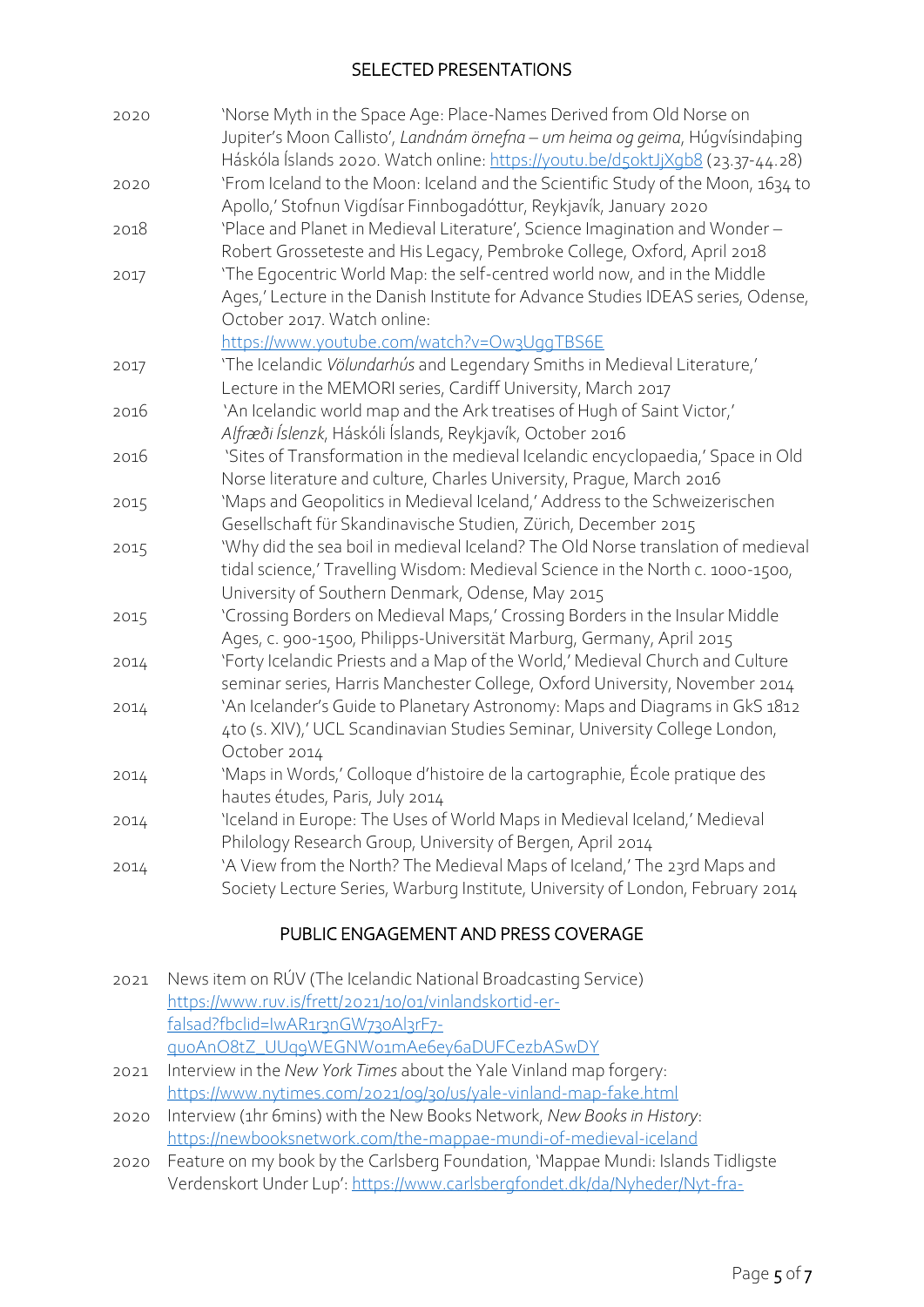## SELECTED PRESENTATIONS

2020 'Norse Myth in the Space Age: Place-Names Derived from Old Norse on Jupiter's Moon Callisto', *Landnám örnefna – um heima og geima*, Húgvísindaþing Háskóla Íslands 2020. Watch online: https://youtu.be/d5oktJjXgb8 (23.37-44.28)

2020 'From Iceland to the Moon: Iceland and the Scientific Study of the Moon, 1634 to Apollo,' Stofnun Vigdísar Finnbogadóttur, Reykjavík, January 2020

2018 'Place and Planet in Medieval Literature', Science Imagination and Wonder – Robert Grosseteste and His Legacy, Pembroke College, Oxford, April 2018

2017 'The Egocentric World Map: the self-centred world now, and in the Middle Ages,' Lecture in the Danish Institute for Advance Studies IDEAS series, Odense, October 2017. Watch online: https://www.youtube.com/watch?v=Ow3UggTBS6E

2017 'The Icelandic *Völundarhús* and Legendary Smiths in Medieval Literature,' Lecture in the MEMORI series, Cardiff University, March 2017

2016 'An Icelandic world map and the Ark treatises of Hugh of Saint Victor,' *Alfræði Íslenzk*, Háskóli Íslands, Reykjavík, October 2016

2016 'Sites of Transformation in the medieval Icelandic encyclopaedia,' Space in Old Norse literature and culture, Charles University, Prague, March 2016

2015 'Maps and Geopolitics in Medieval Iceland,' Address to the Schweizerischen Gesellschaft für Skandinavische Studien, Zürich, December 2015

2015 'Why did the sea boil in medieval Iceland? The Old Norse translation of medieval tidal science,' Travelling Wisdom: Medieval Science in the North c. 1000-1500, University of Southern Denmark, Odense, May 2015

2015 'Crossing Borders on Medieval Maps,' Crossing Borders in the Insular Middle Ages, c. 900-1500, Philipps-Universität Marburg, Germany, April 2015

2014 'Forty Icelandic Priests and a Map of the World,' Medieval Church and Culture seminar series, Harris Manchester College, Oxford University, November 2014

2014 'An Icelander's Guide to Planetary Astronomy: Maps and Diagrams in GkS 1812 4to (s. XIV),' UCL Scandinavian Studies Seminar, University College London, October 2014

2014 'Maps in Words,' Colloque d'histoire de la cartographie, École pratique des hautes études, Paris, July 2014

2014 'Iceland in Europe: The Uses of World Maps in Medieval Iceland,' Medieval Philology Research Group, University of Bergen, April 2014

2014 'A View from the North? The Medieval Maps of Iceland,' The 23rd Maps and Society Lecture Series, Warburg Institute, University of London, February 2014

## PUBLIC ENGAGEMENT AND PRESS COVERAGE

2021 News item on RÚV (The Icelandic National Broadcasting Service) https://www.ruv.is/frett/2021/10/01/vinlandskortid-er-falsad?fbclid=IwAR1r3nGW73oAl3rF7-quoAnO8tZ_UUq9WEGNWo1mAe6ey6aDUFCezbASwDY

2021 Interview in the *New York Times* about the Yale Vinland map forgery: https://www.nytimes.com/2021/09/30/us/yale-vinland-map-fake.html

2020 Interview (1hr 6mins) with the New Books Network, *New Books in History*: https://newbooksnetwork.com/the-mappae-mundi-of-medieval-iceland

2020 Feature on my book by the Carlsberg Foundation, 'Mappae Mundi: Islands Tidligste Verdenskort Under Lup': https://www.carlsbergfondet.dk/da/Nyheder/Nyt-fra-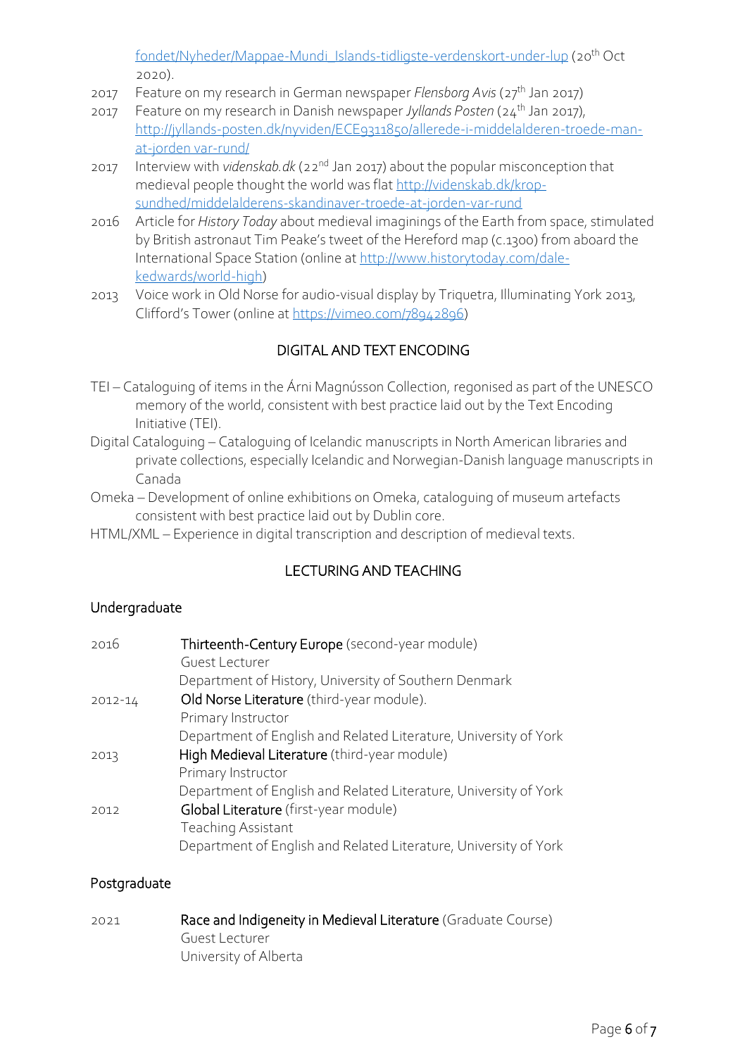fondet/Nyheder/Mappae-Mundi_Islands-tidligste-verdenskort-under-lup (20th Oct 2020).

2017 Feature on my research in German newspaper *Flensborg Avis* (27th Jan 2017)

2017 Feature on my research in Danish newspaper *Jyllands Posten* (24th Jan 2017), http://jyllands-posten.dk/nyviden/ECE9311850/allerede-i-middelalderen-troede-man-at-jorden var-rund/

2017 Interview with *videnskab.dk* (22nd Jan 2017) about the popular misconception that medieval people thought the world was flat http://videnskab.dk/krop-sundhed/middelalderens-skandinaver-troede-at-jorden-var-rund

2016 Article for *History Today* about medieval imaginings of the Earth from space, stimulated by British astronaut Tim Peake's tweet of the Hereford map (c.1300) from aboard the International Space Station (online at http://www.historytoday.com/dale-kedwards/world-high)

2013 Voice work in Old Norse for audio-visual display by Triquetra, Illuminating York 2013, Clifford's Tower (online at https://vimeo.com/78942896)

## DIGITAL AND TEXT ENCODING

TEI – Cataloguing of items in the Árni Magnússon Collection, regonised as part of the UNESCO memory of the world, consistent with best practice laid out by the Text Encoding Initiative (TEI).

Digital Cataloguing – Cataloguing of Icelandic manuscripts in North American libraries and private collections, especially Icelandic and Norwegian-Danish language manuscripts in Canada

Omeka – Development of online exhibitions on Omeka, cataloguing of museum artefacts consistent with best practice laid out by Dublin core.

HTML/XML – Experience in digital transcription and description of medieval texts.

## LECTURING AND TEACHING

### Undergraduate

2016 Thirteenth-Century Europe (second-year module)
Guest Lecturer
Department of History, University of Southern Denmark

2012-14 Old Norse Literature (third-year module).
Primary Instructor
Department of English and Related Literature, University of York

2013 High Medieval Literature (third-year module)
Primary Instructor
Department of English and Related Literature, University of York

2012 Global Literature (first-year module)
Teaching Assistant
Department of English and Related Literature, University of York

### Postgraduate

2021 Race and Indigeneity in Medieval Literature (Graduate Course)
Guest Lecturer
University of Alberta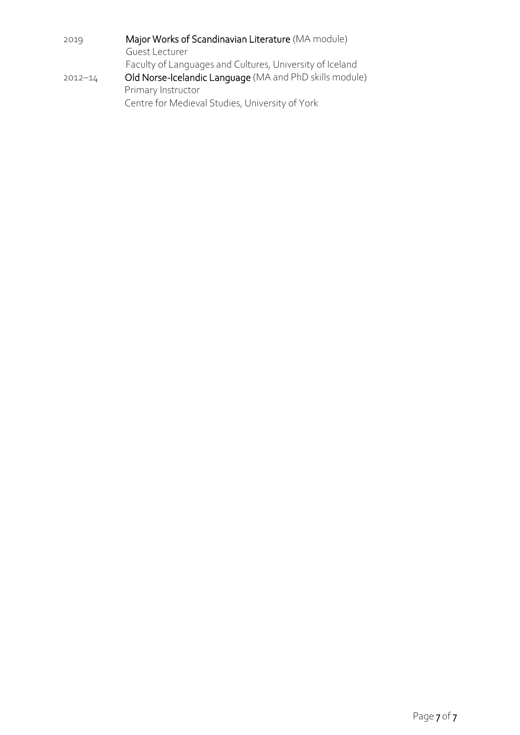2019 **Major Works of Scandinavian Literature** (MA module)
Guest Lecturer
Faculty of Languages and Cultures, University of Iceland

2012–14 **Old Norse-Icelandic Language** (MA and PhD skills module)
Primary Instructor
Centre for Medieval Studies, University of York